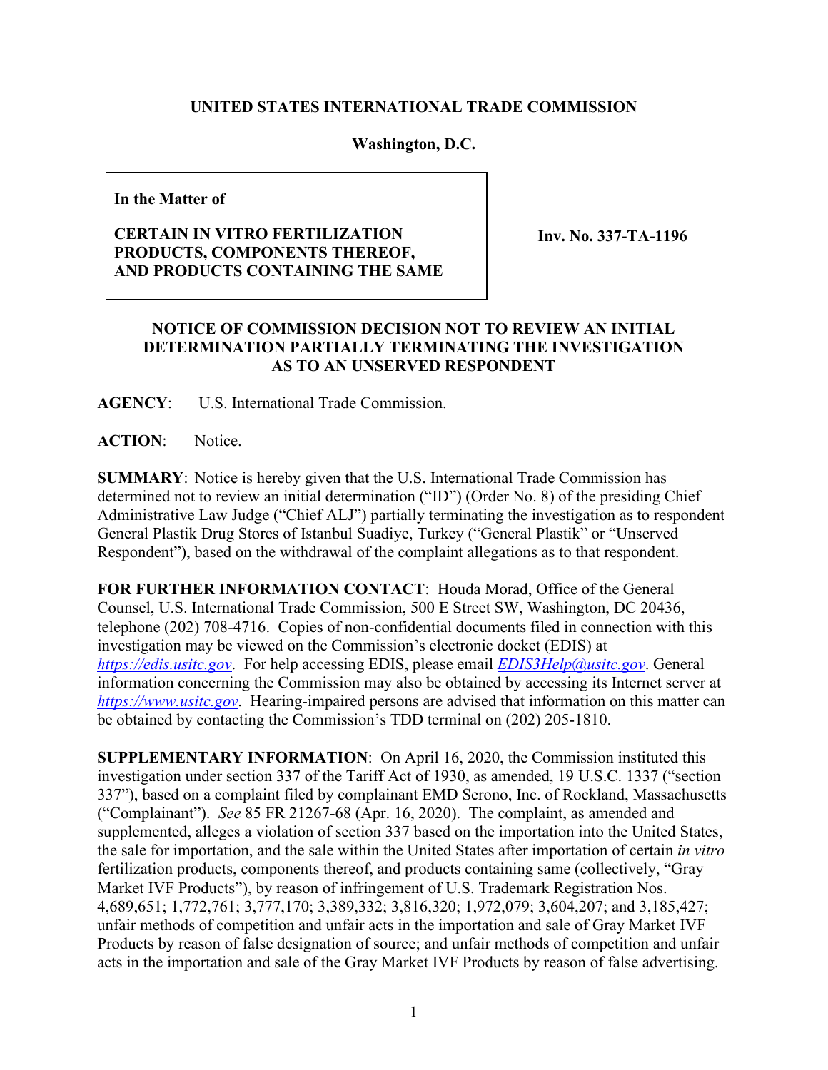**UNITED STATES INTERNATIONAL TRADE COMMISSION**

**Washington, D.C.**

| **In the Matter of** **CERTAIN IN VITRO FERTILIZATION PRODUCTS, COMPONENTS THEREOF, AND PRODUCTS CONTAINING THE SAME** | **Inv. No. 337-TA-1196** |
|---|---|

**NOTICE OF COMMISSION DECISION NOT TO REVIEW AN INITIAL DETERMINATION PARTIALLY TERMINATING THE INVESTIGATION AS TO AN UNSERVED RESPONDENT**

**AGENCY**: U.S. International Trade Commission.

**ACTION**: Notice.

**SUMMARY**: Notice is hereby given that the U.S. International Trade Commission has determined not to review an initial determination ("ID") (Order No. 8) of the presiding Chief Administrative Law Judge ("Chief ALJ") partially terminating the investigation as to respondent General Plastik Drug Stores of Istanbul Suadiye, Turkey ("General Plastik" or "Unserved Respondent"), based on the withdrawal of the complaint allegations as to that respondent.

**FOR FURTHER INFORMATION CONTACT**: Houda Morad, Office of the General Counsel, U.S. International Trade Commission, 500 E Street SW, Washington, DC 20436, telephone (202) 708-4716. Copies of non-confidential documents filed in connection with this investigation may be viewed on the Commission's electronic docket (EDIS) at *https://edis.usitc.gov*. For help accessing EDIS, please email *EDIS3Help@usitc.gov*. General information concerning the Commission may also be obtained by accessing its Internet server at *https://www.usitc.gov*. Hearing-impaired persons are advised that information on this matter can be obtained by contacting the Commission's TDD terminal on (202) 205-1810.

**SUPPLEMENTARY INFORMATION**: On April 16, 2020, the Commission instituted this investigation under section 337 of the Tariff Act of 1930, as amended, 19 U.S.C. 1337 ("section 337"), based on a complaint filed by complainant EMD Serono, Inc. of Rockland, Massachusetts ("Complainant"). *See* 85 FR 21267-68 (Apr. 16, 2020). The complaint, as amended and supplemented, alleges a violation of section 337 based on the importation into the United States, the sale for importation, and the sale within the United States after importation of certain *in vitro* fertilization products, components thereof, and products containing same (collectively, "Gray Market IVF Products"), by reason of infringement of U.S. Trademark Registration Nos. 4,689,651; 1,772,761; 3,777,170; 3,389,332; 3,816,320; 1,972,079; 3,604,207; and 3,185,427; unfair methods of competition and unfair acts in the importation and sale of Gray Market IVF Products by reason of false designation of source; and unfair methods of competition and unfair acts in the importation and sale of the Gray Market IVF Products by reason of false advertising.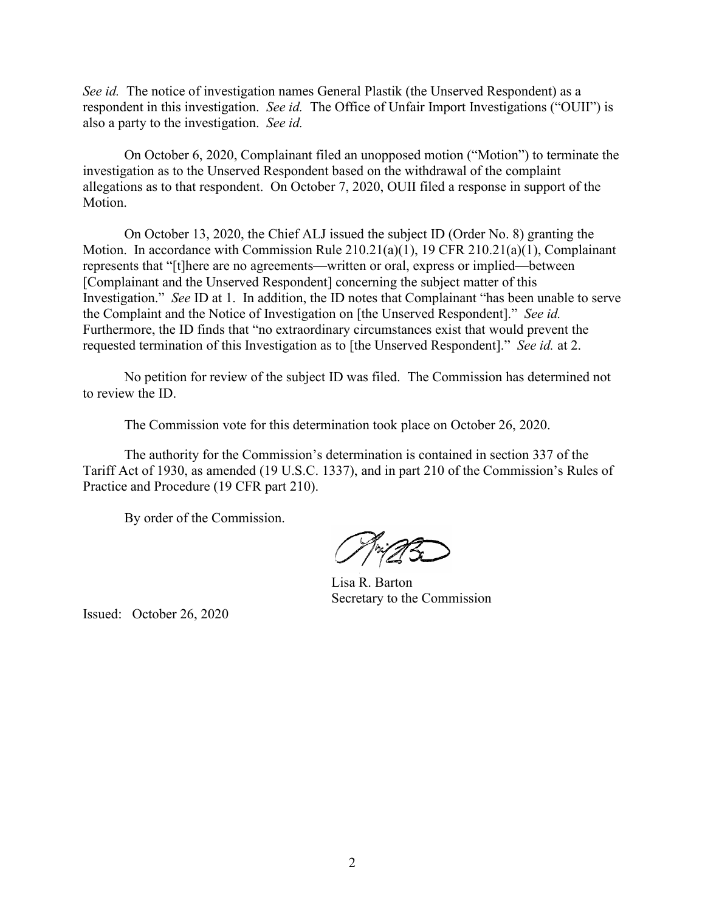*See id.* The notice of investigation names General Plastik (the Unserved Respondent) as a respondent in this investigation. *See id.* The Office of Unfair Import Investigations ("OUII") is also a party to the investigation. *See id.*

On October 6, 2020, Complainant filed an unopposed motion ("Motion") to terminate the investigation as to the Unserved Respondent based on the withdrawal of the complaint allegations as to that respondent. On October 7, 2020, OUII filed a response in support of the Motion.

On October 13, 2020, the Chief ALJ issued the subject ID (Order No. 8) granting the Motion. In accordance with Commission Rule 210.21(a)(1), 19 CFR 210.21(a)(1), Complainant represents that "[t]here are no agreements—written or oral, express or implied—between [Complainant and the Unserved Respondent] concerning the subject matter of this Investigation." *See* ID at 1. In addition, the ID notes that Complainant "has been unable to serve the Complaint and the Notice of Investigation on [the Unserved Respondent]." *See id.* Furthermore, the ID finds that "no extraordinary circumstances exist that would prevent the requested termination of this Investigation as to [the Unserved Respondent]." *See id.* at 2.

No petition for review of the subject ID was filed. The Commission has determined not to review the ID.

The Commission vote for this determination took place on October 26, 2020.

The authority for the Commission's determination is contained in section 337 of the Tariff Act of 1930, as amended (19 U.S.C. 1337), and in part 210 of the Commission's Rules of Practice and Procedure (19 CFR part 210).

By order of the Commission.

Lisa R. Barton
Secretary to the Commission

Issued: October 26, 2020